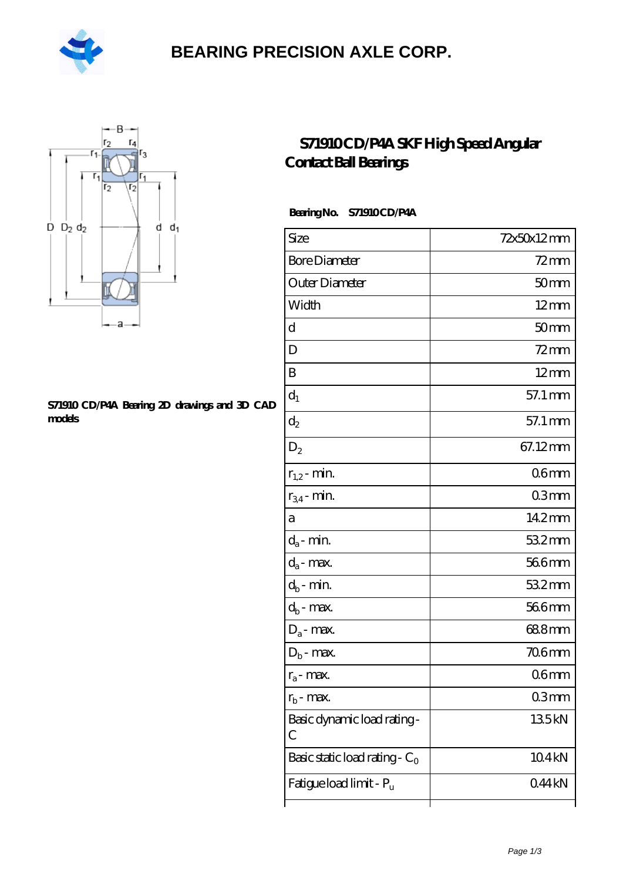# BEARING PRECISION AXLE CORP.

## S71910 CD/P4A SKF High Speed Angular Contact Ball Bearings

**S71910 CD/P4A Bearing 2D drawings and 3D CAD models**

**Bearing No.** S71910 CD/P4A

| | |
|---|---|
| Size | 72x50x12 mm |
| Bore Diameter | 72 mm |
| Outer Diameter | 50 mm |
| Width | 12 mm |
| d | 50 mm |
| D | 72 mm |
| B | 12 mm |
| $d_1$ | 57.1 mm |
| $d_2$ | 57.1 mm |
| $D_2$ | 67.12 mm |
| $r_{1,2}$ - min. | 0.6 mm |
| $r_{3,4}$ - min. | 0.3 mm |
| a | 14.2 mm |
| $d_a$ - min. | 53.2 mm |
| $d_a$ - max. | 56.6 mm |
| $d_b$ - min. | 53.2 mm |
| $d_b$ - max. | 56.6 mm |
| $D_a$ - max. | 68.8 mm |
| $D_b$ - max. | 70.6 mm |
| $r_a$ - max. | 0.6 mm |
| $r_b$ - max. | 0.3 mm |
| Basic dynamic load rating - C | 13.5 kN |
| Basic static load rating - $C_0$ | 10.4 kN |
| Fatigue load limit - $P_u$ | 0.44 kN |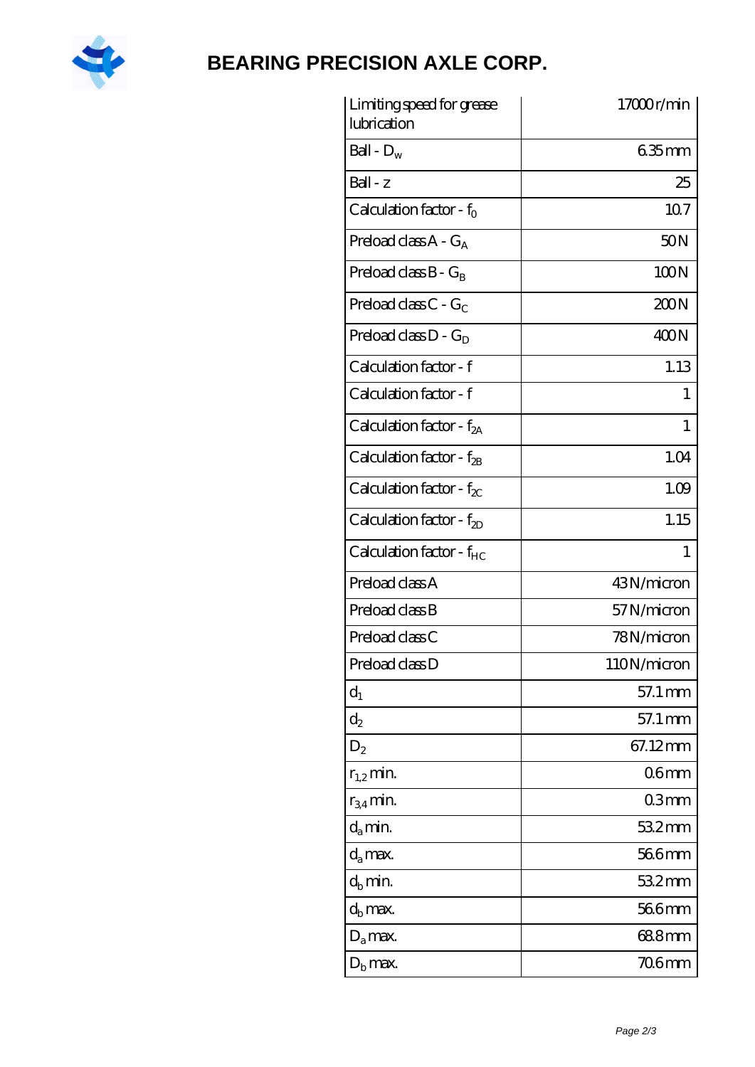| | |
|---|---|
| Limiting speed for grease lubrication | 17000 r/min |
| Ball - $D_w$ | 6.35 mm |
| Ball - z | 25 |
| Calculation factor - $f_0$ | 10.7 |
| Preload class A - $G_A$ | 50 N |
| Preload class B - $G_B$ | 100 N |
| Preload class C - $G_C$ | 200 N |
| Preload class D - $G_D$ | 400 N |
| Calculation factor - f | 1.13 |
| Calculation factor - f | 1 |
| Calculation factor - $f_{2A}$ | 1 |
| Calculation factor - $f_{2B}$ | 1.04 |
| Calculation factor - $f_{2C}$ | 1.09 |
| Calculation factor - $f_{2D}$ | 1.15 |
| Calculation factor - $f_{HC}$ | 1 |
| Preload class A | 43 N/micron |
| Preload class B | 57 N/micron |
| Preload class C | 78 N/micron |
| Preload class D | 110 N/micron |
| $d_1$ | 57.1 mm |
| $d_2$ | 57.1 mm |
| $D_2$ | 67.12 mm |
| $r_{1,2}$ min. | 0.6 mm |
| $r_{3,4}$ min. | 0.3 mm |
| $d_a$ min. | 53.2 mm |
| $d_a$ max. | 56.6 mm |
| $d_b$ min. | 53.2 mm |
| $d_b$ max. | 56.6 mm |
| $D_a$ max. | 68.8 mm |
| $D_b$ max. | 70.6 mm |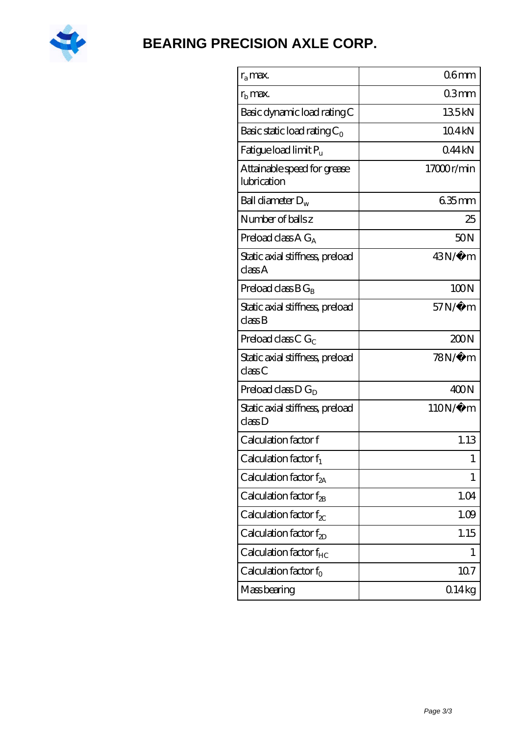# BEARING PRECISION AXLE CORP.

| | |
|---|---|
| $r_a$ max. | 0.6 mm |
| $r_b$ max. | 0.3 mm |
| Basic dynamic load rating C | 13.5 kN |
| Basic static load rating $C_0$ | 10.4 kN |
| Fatigue load limit $P_u$ | 0.44 kN |
| Attainable speed for grease lubrication | 17000 r/min |
| Ball diameter $D_w$ | 6.35 mm |
| Number of balls z | 25 |
| Preload class A $G_A$ | 50 N |
| Static axial stiffness, preload class A | 43 N/�m |
| Preload class B $G_B$ | 100 N |
| Static axial stiffness, preload class B | 57 N/�m |
| Preload class C $G_C$ | 200 N |
| Static axial stiffness, preload class C | 78 N/�m |
| Preload class D $G_D$ | 400 N |
| Static axial stiffness, preload class D | 110 N/�m |
| Calculation factor f | 1.13 |
| Calculation factor $f_1$ | 1 |
| Calculation factor $f_{2A}$ | 1 |
| Calculation factor $f_{2B}$ | 1.04 |
| Calculation factor $f_{2C}$ | 1.09 |
| Calculation factor $f_{2D}$ | 1.15 |
| Calculation factor $f_{HC}$ | 1 |
| Calculation factor $f_0$ | 10.7 |
| Mass bearing | 0.14 kg |